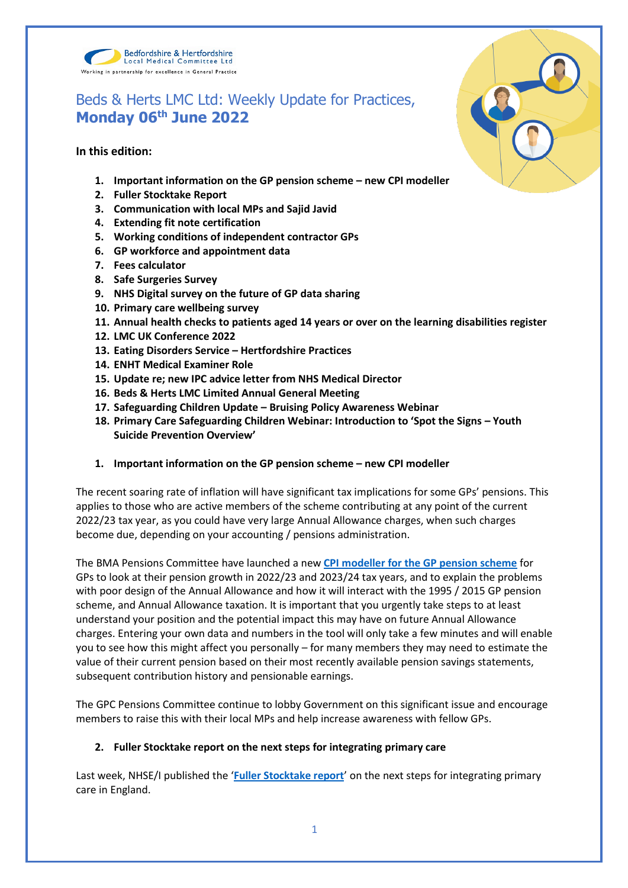Bedfordshire & Hertfordshire
Local Medical Committee Ltd
Working in partnership for excellence in General Practice

# Beds & Herts LMC Ltd: Weekly Update for Practices, **Monday 06th June 2022**

**In this edition:**

1. **Important information on the GP pension scheme – new CPI modeller**
2. **Fuller Stocktake Report**
3. **Communication with local MPs and Sajid Javid**
4. **Extending fit note certification**
5. **Working conditions of independent contractor GPs**
6. **GP workforce and appointment data**
7. **Fees calculator**
8. **Safe Surgeries Survey**
9. **NHS Digital survey on the future of GP data sharing**
10. **Primary care wellbeing survey**
11. **Annual health checks to patients aged 14 years or over on the learning disabilities register**
12. **LMC UK Conference 2022**
13. **Eating Disorders Service – Hertfordshire Practices**
14. **ENHT Medical Examiner Role**
15. **Update re; new IPC advice letter from NHS Medical Director**
16. **Beds & Herts LMC Limited Annual General Meeting**
17. **Safeguarding Children Update – Bruising Policy Awareness Webinar**
18. **Primary Care Safeguarding Children Webinar: Introduction to 'Spot the Signs – Youth Suicide Prevention Overview'**

## 1. Important information on the GP pension scheme – new CPI modeller

The recent soaring rate of inflation will have significant tax implications for some GPs' pensions. This applies to those who are active members of the scheme contributing at any point of the current 2022/23 tax year, as you could have very large Annual Allowance charges, when such charges become due, depending on your accounting / pensions administration.

The BMA Pensions Committee have launched a new **CPI modeller for the GP pension scheme** for GPs to look at their pension growth in 2022/23 and 2023/24 tax years, and to explain the problems with poor design of the Annual Allowance and how it will interact with the 1995 / 2015 GP pension scheme, and Annual Allowance taxation. It is important that you urgently take steps to at least understand your position and the potential impact this may have on future Annual Allowance charges. Entering your own data and numbers in the tool will only take a few minutes and will enable you to see how this might affect you personally – for many members they may need to estimate the value of their current pension based on their most recently available pension savings statements, subsequent contribution history and pensionable earnings.

The GPC Pensions Committee continue to lobby Government on this significant issue and encourage members to raise this with their local MPs and help increase awareness with fellow GPs.

## 2. Fuller Stocktake report on the next steps for integrating primary care

Last week, NHSE/I published the '**Fuller Stocktake report**' on the next steps for integrating primary care in England.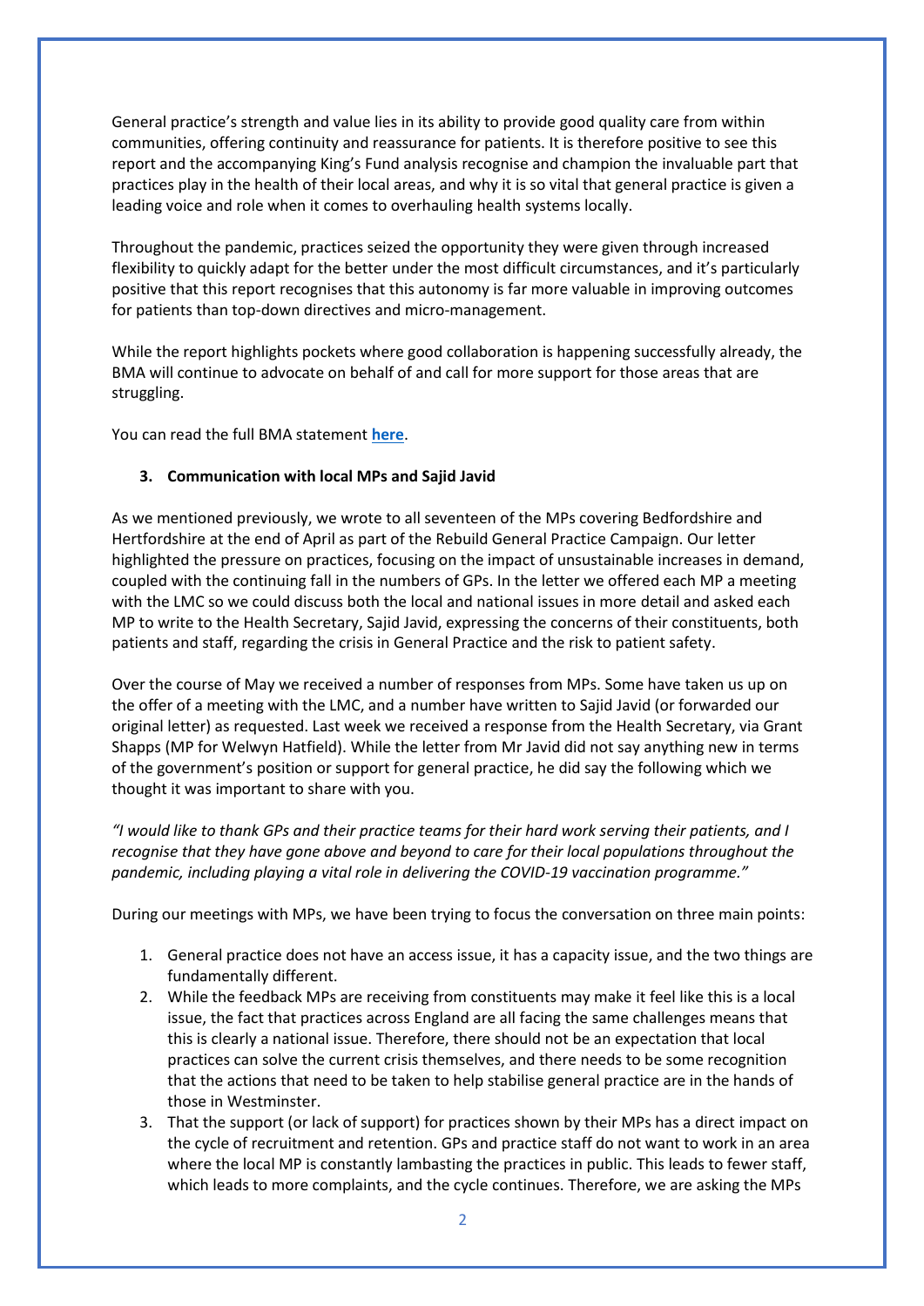General practice's strength and value lies in its ability to provide good quality care from within communities, offering continuity and reassurance for patients. It is therefore positive to see this report and the accompanying King's Fund analysis recognise and champion the invaluable part that practices play in the health of their local areas, and why it is so vital that general practice is given a leading voice and role when it comes to overhauling health systems locally.

Throughout the pandemic, practices seized the opportunity they were given through increased flexibility to quickly adapt for the better under the most difficult circumstances, and it's particularly positive that this report recognises that this autonomy is far more valuable in improving outcomes for patients than top-down directives and micro-management.

While the report highlights pockets where good collaboration is happening successfully already, the BMA will continue to advocate on behalf of and call for more support for those areas that are struggling.

You can read the full BMA statement **here**.

### 3. Communication with local MPs and Sajid Javid

As we mentioned previously, we wrote to all seventeen of the MPs covering Bedfordshire and Hertfordshire at the end of April as part of the Rebuild General Practice Campaign. Our letter highlighted the pressure on practices, focusing on the impact of unsustainable increases in demand, coupled with the continuing fall in the numbers of GPs. In the letter we offered each MP a meeting with the LMC so we could discuss both the local and national issues in more detail and asked each MP to write to the Health Secretary, Sajid Javid, expressing the concerns of their constituents, both patients and staff, regarding the crisis in General Practice and the risk to patient safety.

Over the course of May we received a number of responses from MPs. Some have taken us up on the offer of a meeting with the LMC, and a number have written to Sajid Javid (or forwarded our original letter) as requested. Last week we received a response from the Health Secretary, via Grant Shapps (MP for Welwyn Hatfield). While the letter from Mr Javid did not say anything new in terms of the government's position or support for general practice, he did say the following which we thought it was important to share with you.

*"I would like to thank GPs and their practice teams for their hard work serving their patients, and I recognise that they have gone above and beyond to care for their local populations throughout the pandemic, including playing a vital role in delivering the COVID-19 vaccination programme."*

During our meetings with MPs, we have been trying to focus the conversation on three main points:

1. General practice does not have an access issue, it has a capacity issue, and the two things are fundamentally different.
2. While the feedback MPs are receiving from constituents may make it feel like this is a local issue, the fact that practices across England are all facing the same challenges means that this is clearly a national issue. Therefore, there should not be an expectation that local practices can solve the current crisis themselves, and there needs to be some recognition that the actions that need to be taken to help stabilise general practice are in the hands of those in Westminster.
3. That the support (or lack of support) for practices shown by their MPs has a direct impact on the cycle of recruitment and retention. GPs and practice staff do not want to work in an area where the local MP is constantly lambasting the practices in public. This leads to fewer staff, which leads to more complaints, and the cycle continues. Therefore, we are asking the MPs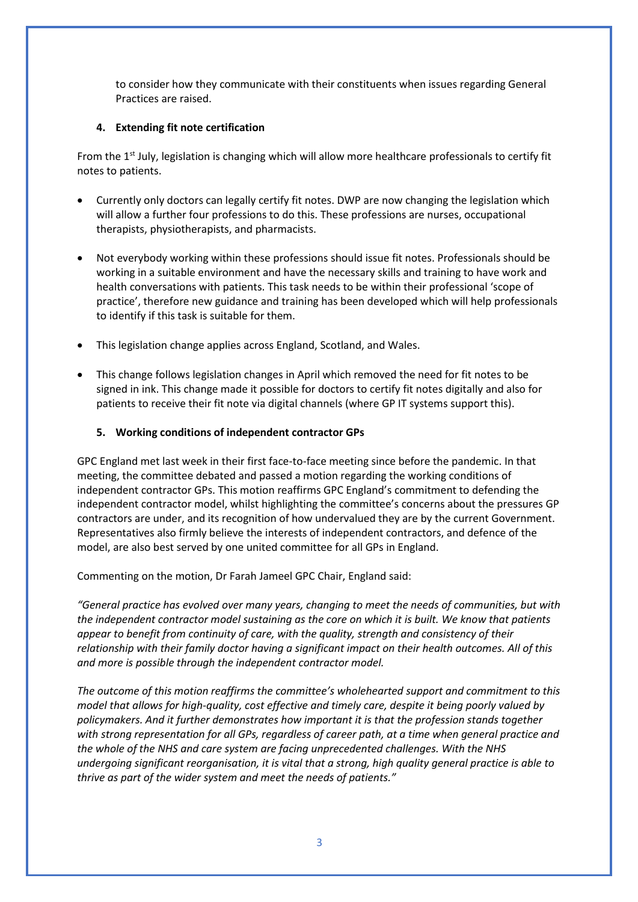to consider how they communicate with their constituents when issues regarding General Practices are raised.

## 4. Extending fit note certification

From the 1st July, legislation is changing which will allow more healthcare professionals to certify fit notes to patients.

- Currently only doctors can legally certify fit notes. DWP are now changing the legislation which will allow a further four professions to do this. These professions are nurses, occupational therapists, physiotherapists, and pharmacists.

- Not everybody working within these professions should issue fit notes. Professionals should be working in a suitable environment and have the necessary skills and training to have work and health conversations with patients. This task needs to be within their professional 'scope of practice', therefore new guidance and training has been developed which will help professionals to identify if this task is suitable for them.

- This legislation change applies across England, Scotland, and Wales.

- This change follows legislation changes in April which removed the need for fit notes to be signed in ink. This change made it possible for doctors to certify fit notes digitally and also for patients to receive their fit note via digital channels (where GP IT systems support this).

## 5. Working conditions of independent contractor GPs

GPC England met last week in their first face-to-face meeting since before the pandemic. In that meeting, the committee debated and passed a motion regarding the working conditions of independent contractor GPs. This motion reaffirms GPC England's commitment to defending the independent contractor model, whilst highlighting the committee's concerns about the pressures GP contractors are under, and its recognition of how undervalued they are by the current Government. Representatives also firmly believe the interests of independent contractors, and defence of the model, are also best served by one united committee for all GPs in England.

Commenting on the motion, Dr Farah Jameel GPC Chair, England said:

*"General practice has evolved over many years, changing to meet the needs of communities, but with the independent contractor model sustaining as the core on which it is built. We know that patients appear to benefit from continuity of care, with the quality, strength and consistency of their relationship with their family doctor having a significant impact on their health outcomes. All of this and more is possible through the independent contractor model.*

*The outcome of this motion reaffirms the committee's wholehearted support and commitment to this model that allows for high-quality, cost effective and timely care, despite it being poorly valued by policymakers. And it further demonstrates how important it is that the profession stands together with strong representation for all GPs, regardless of career path, at a time when general practice and the whole of the NHS and care system are facing unprecedented challenges. With the NHS undergoing significant reorganisation, it is vital that a strong, high quality general practice is able to thrive as part of the wider system and meet the needs of patients."*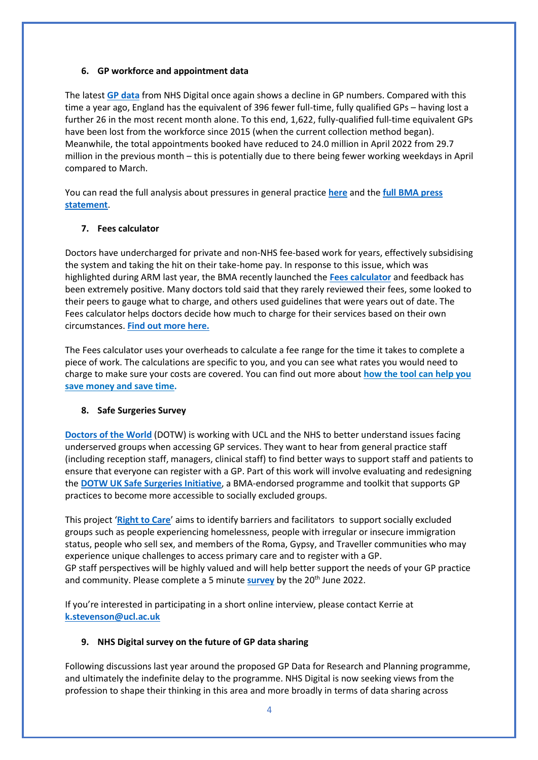## 6. GP workforce and appointment data

The latest **GP data** from NHS Digital once again shows a decline in GP numbers. Compared with this time a year ago, England has the equivalent of 396 fewer full-time, fully qualified GPs – having lost a further 26 in the most recent month alone. To this end, 1,622, fully-qualified full-time equivalent GPs have been lost from the workforce since 2015 (when the current collection method began). Meanwhile, the total appointments booked have reduced to 24.0 million in April 2022 from 29.7 million in the previous month – this is potentially due to there being fewer working weekdays in April compared to March.

You can read the full analysis about pressures in general practice **here** and the **full BMA press statement**.

## 7. Fees calculator

Doctors have undercharged for private and non-NHS fee-based work for years, effectively subsidising the system and taking the hit on their take-home pay. In response to this issue, which was highlighted during ARM last year, the BMA recently launched the **Fees calculator** and feedback has been extremely positive. Many doctors told said that they rarely reviewed their fees, some looked to their peers to gauge what to charge, and others used guidelines that were years out of date. The Fees calculator helps doctors decide how much to charge for their services based on their own circumstances. **Find out more here.**

The Fees calculator uses your overheads to calculate a fee range for the time it takes to complete a piece of work. The calculations are specific to you, and you can see what rates you would need to charge to make sure your costs are covered. You can find out more about **how the tool can help you save money and save time.**

## 8. Safe Surgeries Survey

**Doctors of the World** (DOTW) is working with UCL and the NHS to better understand issues facing underserved groups when accessing GP services. They want to hear from general practice staff (including reception staff, managers, clinical staff) to find better ways to support staff and patients to ensure that everyone can register with a GP. Part of this work will involve evaluating and redesigning the **DOTW UK Safe Surgeries Initiative**, a BMA-endorsed programme and toolkit that supports GP practices to become more accessible to socially excluded groups.

This project '**Right to Care**' aims to identify barriers and facilitators to support socially excluded groups such as people experiencing homelessness, people with irregular or insecure immigration status, people who sell sex, and members of the Roma, Gypsy, and Traveller communities who may experience unique challenges to access primary care and to register with a GP.
GP staff perspectives will be highly valued and will help better support the needs of your GP practice and community. Please complete a 5 minute **survey** by the 20th June 2022.

If you're interested in participating in a short online interview, please contact Kerrie at **k.stevenson@ucl.ac.uk**

## 9. NHS Digital survey on the future of GP data sharing

Following discussions last year around the proposed GP Data for Research and Planning programme, and ultimately the indefinite delay to the programme. NHS Digital is now seeking views from the profession to shape their thinking in this area and more broadly in terms of data sharing across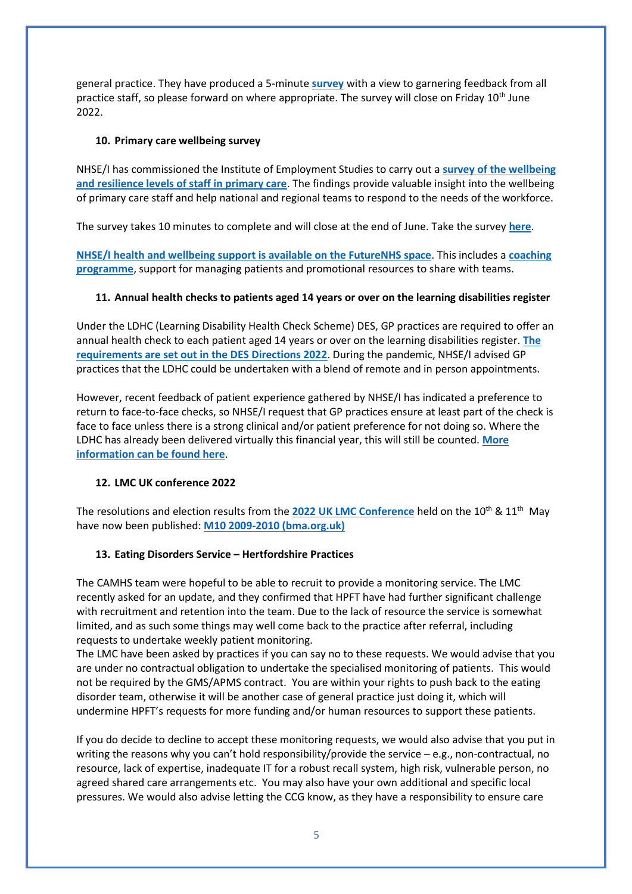general practice. They have produced a 5-minute **survey** with a view to garnering feedback from all practice staff, so please forward on where appropriate. The survey will close on Friday 10th June 2022.

### 10. Primary care wellbeing survey

NHSE/I has commissioned the Institute of Employment Studies to carry out a **survey of the wellbeing and resilience levels of staff in primary care**. The findings provide valuable insight into the wellbeing of primary care staff and help national and regional teams to respond to the needs of the workforce.

The survey takes 10 minutes to complete and will close at the end of June. Take the survey **here**.

**NHSE/I health and wellbeing support is available on the FutureNHS space**. This includes a **coaching programme**, support for managing patients and promotional resources to share with teams.

### 11. Annual health checks to patients aged 14 years or over on the learning disabilities register

Under the LDHC (Learning Disability Health Check Scheme) DES, GP practices are required to offer an annual health check to each patient aged 14 years or over on the learning disabilities register. **The requirements are set out in the DES Directions 2022**. During the pandemic, NHSE/I advised GP practices that the LDHC could be undertaken with a blend of remote and in person appointments.

However, recent feedback of patient experience gathered by NHSE/I has indicated a preference to return to face-to-face checks, so NHSE/I request that GP practices ensure at least part of the check is face to face unless there is a strong clinical and/or patient preference for not doing so. Where the LDHC has already been delivered virtually this financial year, this will still be counted. **More information can be found here**.

### 12. LMC UK conference 2022

The resolutions and election results from the **2022 UK LMC Conference** held on the 10th & 11th May have now been published: **M10 2009-2010 (bma.org.uk)**

### 13. Eating Disorders Service – Hertfordshire Practices

The CAMHS team were hopeful to be able to recruit to provide a monitoring service. The LMC recently asked for an update, and they confirmed that HPFT have had further significant challenge with recruitment and retention into the team. Due to the lack of resource the service is somewhat limited, and as such some things may well come back to the practice after referral, including requests to undertake weekly patient monitoring.
The LMC have been asked by practices if you can say no to these requests. We would advise that you are under no contractual obligation to undertake the specialised monitoring of patients. This would not be required by the GMS/APMS contract. You are within your rights to push back to the eating disorder team, otherwise it will be another case of general practice just doing it, which will undermine HPFT's requests for more funding and/or human resources to support these patients.

If you do decide to decline to accept these monitoring requests, we would also advise that you put in writing the reasons why you can't hold responsibility/provide the service – e.g., non-contractual, no resource, lack of expertise, inadequate IT for a robust recall system, high risk, vulnerable person, no agreed shared care arrangements etc. You may also have your own additional and specific local pressures. We would also advise letting the CCG know, as they have a responsibility to ensure care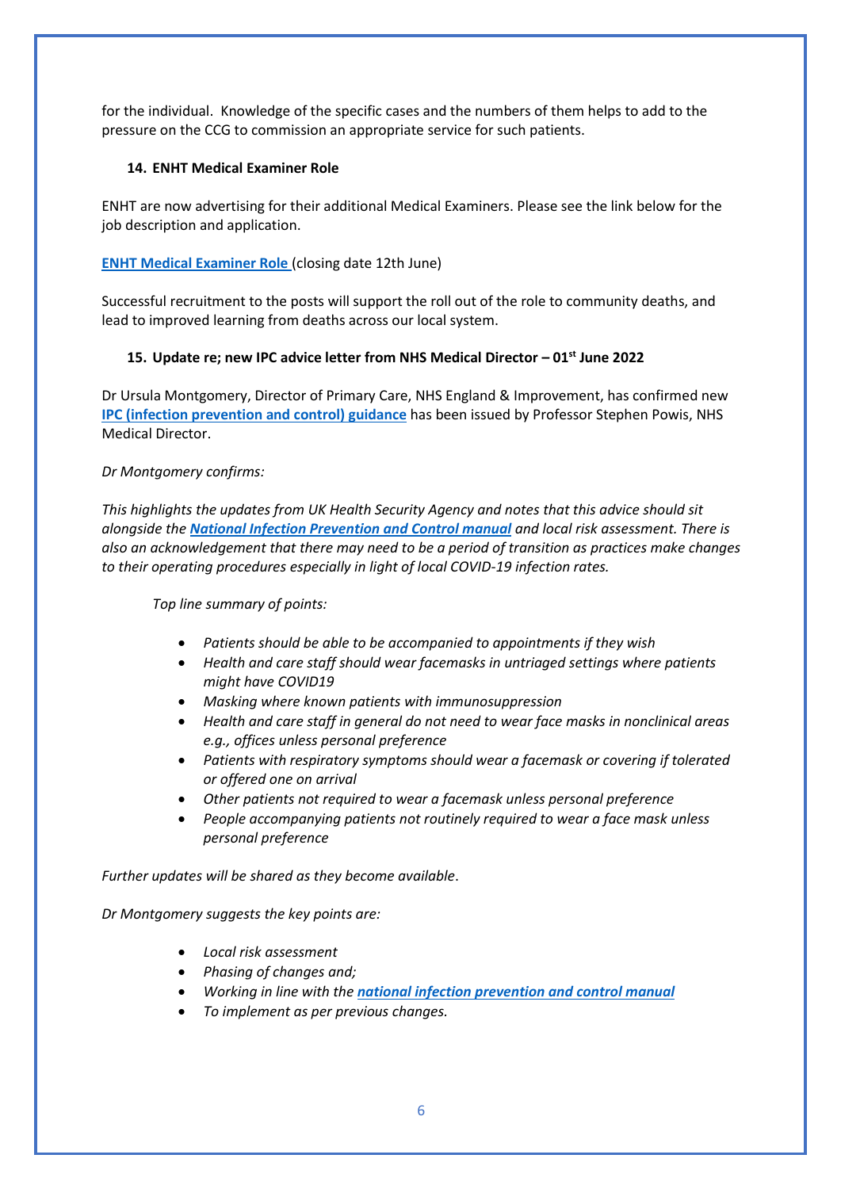for the individual. Knowledge of the specific cases and the numbers of them helps to add to the pressure on the CCG to commission an appropriate service for such patients.

### 14. ENHT Medical Examiner Role

ENHT are now advertising for their additional Medical Examiners. Please see the link below for the job description and application.

**ENHT Medical Examiner Role** (closing date 12th June)

Successful recruitment to the posts will support the roll out of the role to community deaths, and lead to improved learning from deaths across our local system.

### 15. Update re; new IPC advice letter from NHS Medical Director – 01st June 2022

Dr Ursula Montgomery, Director of Primary Care, NHS England & Improvement, has confirmed new **IPC (infection prevention and control) guidance** has been issued by Professor Stephen Powis, NHS Medical Director.

*Dr Montgomery confirms:*

*This highlights the updates from UK Health Security Agency and notes that this advice should sit alongside the* ***National Infection Prevention and Control manual*** *and local risk assessment. There is also an acknowledgement that there may need to be a period of transition as practices make changes to their operating procedures especially in light of local COVID-19 infection rates.*

*Top line summary of points:*

- *Patients should be able to be accompanied to appointments if they wish*
- *Health and care staff should wear facemasks in untriaged settings where patients might have COVID19*
- *Masking where known patients with immunosuppression*
- *Health and care staff in general do not need to wear face masks in nonclinical areas e.g., offices unless personal preference*
- *Patients with respiratory symptoms should wear a facemask or covering if tolerated or offered one on arrival*
- *Other patients not required to wear a facemask unless personal preference*
- *People accompanying patients not routinely required to wear a face mask unless personal preference*

*Further updates will be shared as they become available*.

*Dr Montgomery suggests the key points are:*

- *Local risk assessment*
- *Phasing of changes and;*
- *Working in line with the* ***national infection prevention and control manual***
- *To implement as per previous changes.*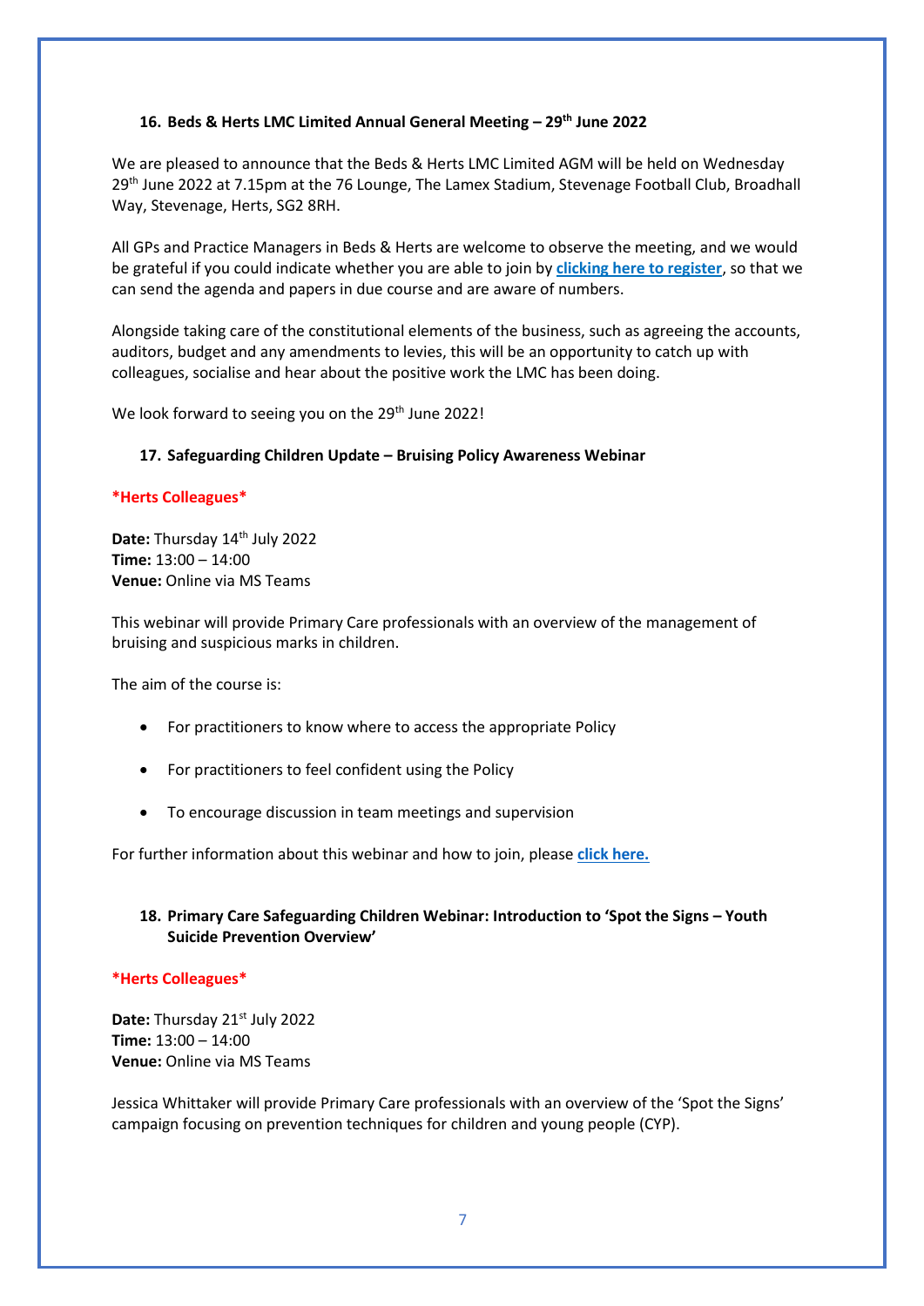## 16. Beds & Herts LMC Limited Annual General Meeting – 29th June 2022

We are pleased to announce that the Beds & Herts LMC Limited AGM will be held on Wednesday 29th June 2022 at 7.15pm at the 76 Lounge, The Lamex Stadium, Stevenage Football Club, Broadhall Way, Stevenage, Herts, SG2 8RH.

All GPs and Practice Managers in Beds & Herts are welcome to observe the meeting, and we would be grateful if you could indicate whether you are able to join by **clicking here to register**, so that we can send the agenda and papers in due course and are aware of numbers.

Alongside taking care of the constitutional elements of the business, such as agreeing the accounts, auditors, budget and any amendments to levies, this will be an opportunity to catch up with colleagues, socialise and hear about the positive work the LMC has been doing.

We look forward to seeing you on the 29th June 2022!

## 17. Safeguarding Children Update – Bruising Policy Awareness Webinar

**\*Herts Colleagues\***

**Date:** Thursday 14th July 2022
**Time:** 13:00 – 14:00
**Venue:** Online via MS Teams

This webinar will provide Primary Care professionals with an overview of the management of bruising and suspicious marks in children.

The aim of the course is:

- For practitioners to know where to access the appropriate Policy
- For practitioners to feel confident using the Policy
- To encourage discussion in team meetings and supervision

For further information about this webinar and how to join, please **click here.**

## 18. Primary Care Safeguarding Children Webinar: Introduction to 'Spot the Signs – Youth Suicide Prevention Overview'

**\*Herts Colleagues\***

**Date:** Thursday 21st July 2022
**Time:** 13:00 – 14:00
**Venue:** Online via MS Teams

Jessica Whittaker will provide Primary Care professionals with an overview of the 'Spot the Signs' campaign focusing on prevention techniques for children and young people (CYP).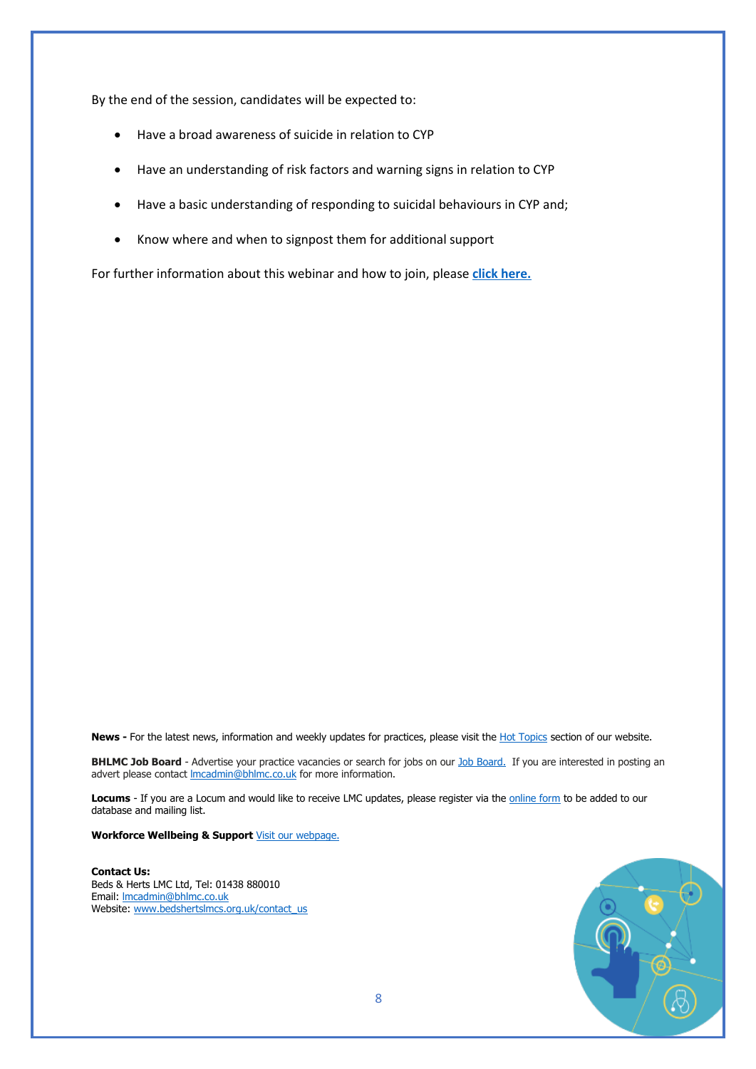By the end of the session, candidates will be expected to:

- Have a broad awareness of suicide in relation to CYP
- Have an understanding of risk factors and warning signs in relation to CYP
- Have a basic understanding of responding to suicidal behaviours in CYP and;
- Know where and when to signpost them for additional support

For further information about this webinar and how to join, please **click here.**

**News -** For the latest news, information and weekly updates for practices, please visit the Hot Topics section of our website.

**BHLMC Job Board** - Advertise your practice vacancies or search for jobs on our Job Board. If you are interested in posting an advert please contact lmcadmin@bhlmc.co.uk for more information.

**Locums** - If you are a Locum and would like to receive LMC updates, please register via the online form to be added to our database and mailing list.

**Workforce Wellbeing & Support** Visit our webpage.

**Contact Us:**
Beds & Herts LMC Ltd, Tel: 01438 880010
Email: lmcadmin@bhlmc.co.uk
Website: www.bedshertslmcs.org.uk/contact_us